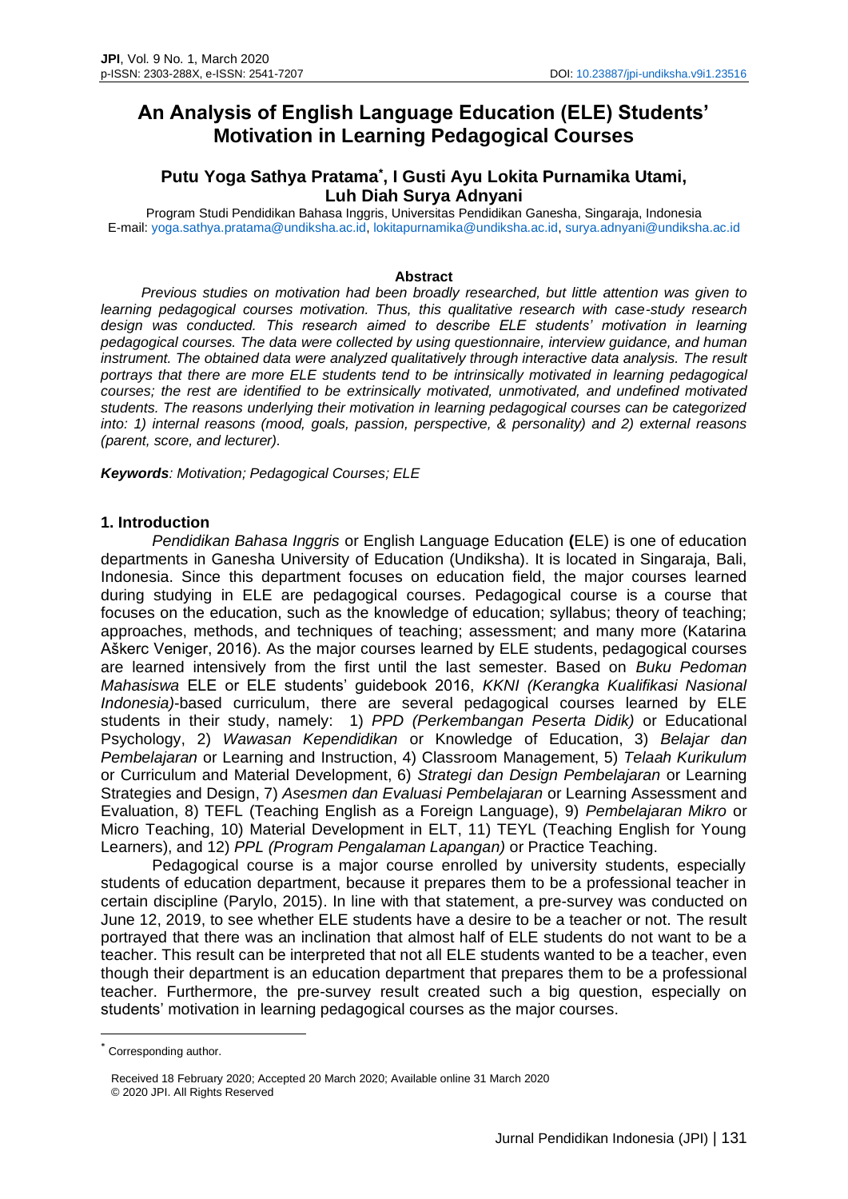# An Analysis of English Language Education (ELE) Students' Motivation in Learning Pedagogical Courses

**Putu Yoga Sathya Pratama[*], I Gusti Ayu Lokita Purnamika Utami, Luh Diah Surya Adnyani**

Program Studi Pendidikan Bahasa Inggris, Universitas Pendidikan Ganesha, Singaraja, Indonesia
E-mail: yoga.sathya.pratama@undiksha.ac.id, lokitapurnamika@undiksha.ac.id, surya.adnyani@undiksha.ac.id

**Abstract**

*Previous studies on motivation had been broadly researched, but little attention was given to learning pedagogical courses motivation. Thus, this qualitative research with case-study research design was conducted. This research aimed to describe ELE students' motivation in learning pedagogical courses. The data were collected by using questionnaire, interview guidance, and human instrument. The obtained data were analyzed qualitatively through interactive data analysis. The result portrays that there are more ELE students tend to be intrinsically motivated in learning pedagogical courses; the rest are identified to be extrinsically motivated, unmotivated, and undefined motivated students. The reasons underlying their motivation in learning pedagogical courses can be categorized into: 1) internal reasons (mood, goals, passion, perspective, & personality) and 2) external reasons (parent, score, and lecturer).*

***Keywords**: Motivation; Pedagogical Courses; ELE*

## 1. Introduction

*Pendidikan Bahasa Inggris* or English Language Education **(**ELE) is one of education departments in Ganesha University of Education (Undiksha). It is located in Singaraja, Bali, Indonesia. Since this department focuses on education field, the major courses learned during studying in ELE are pedagogical courses. Pedagogical course is a course that focuses on the education, such as the knowledge of education; syllabus; theory of teaching; approaches, methods, and techniques of teaching; assessment; and many more (Katarina Aškerc Veniger, 2016). As the major courses learned by ELE students, pedagogical courses are learned intensively from the first until the last semester. Based on *Buku Pedoman Mahasiswa* ELE or ELE students' guidebook 2016, *KKNI (Kerangka Kualifikasi Nasional Indonesia)*-based curriculum, there are several pedagogical courses learned by ELE students in their study, namely: 1) *PPD (Perkembangan Peserta Didik)* or Educational Psychology, 2) *Wawasan Kependidikan* or Knowledge of Education, 3) *Belajar dan Pembelajaran* or Learning and Instruction, 4) Classroom Management, 5) *Telaah Kurikulum* or Curriculum and Material Development, 6) *Strategi dan Design Pembelajaran* or Learning Strategies and Design, 7) *Asesmen dan Evaluasi Pembelajaran* or Learning Assessment and Evaluation, 8) TEFL (Teaching English as a Foreign Language), 9) *Pembelajaran Mikro* or Micro Teaching, 10) Material Development in ELT, 11) TEYL (Teaching English for Young Learners), and 12) *PPL (Program Pengalaman Lapangan)* or Practice Teaching.

Pedagogical course is a major course enrolled by university students, especially students of education department, because it prepares them to be a professional teacher in certain discipline (Parylo, 2015). In line with that statement, a pre-survey was conducted on June 12, 2019, to see whether ELE students have a desire to be a teacher or not. The result portrayed that there was an inclination that almost half of ELE students do not want to be a teacher. This result can be interpreted that not all ELE students wanted to be a teacher, even though their department is an education department that prepares them to be a professional teacher. Furthermore, the pre-survey result created such a big question, especially on students' motivation in learning pedagogical courses as the major courses.

[*] Corresponding author.

Received 18 February 2020; Accepted 20 March 2020; Available online 31 March 2020
© 2020 JPI. All Rights Reserved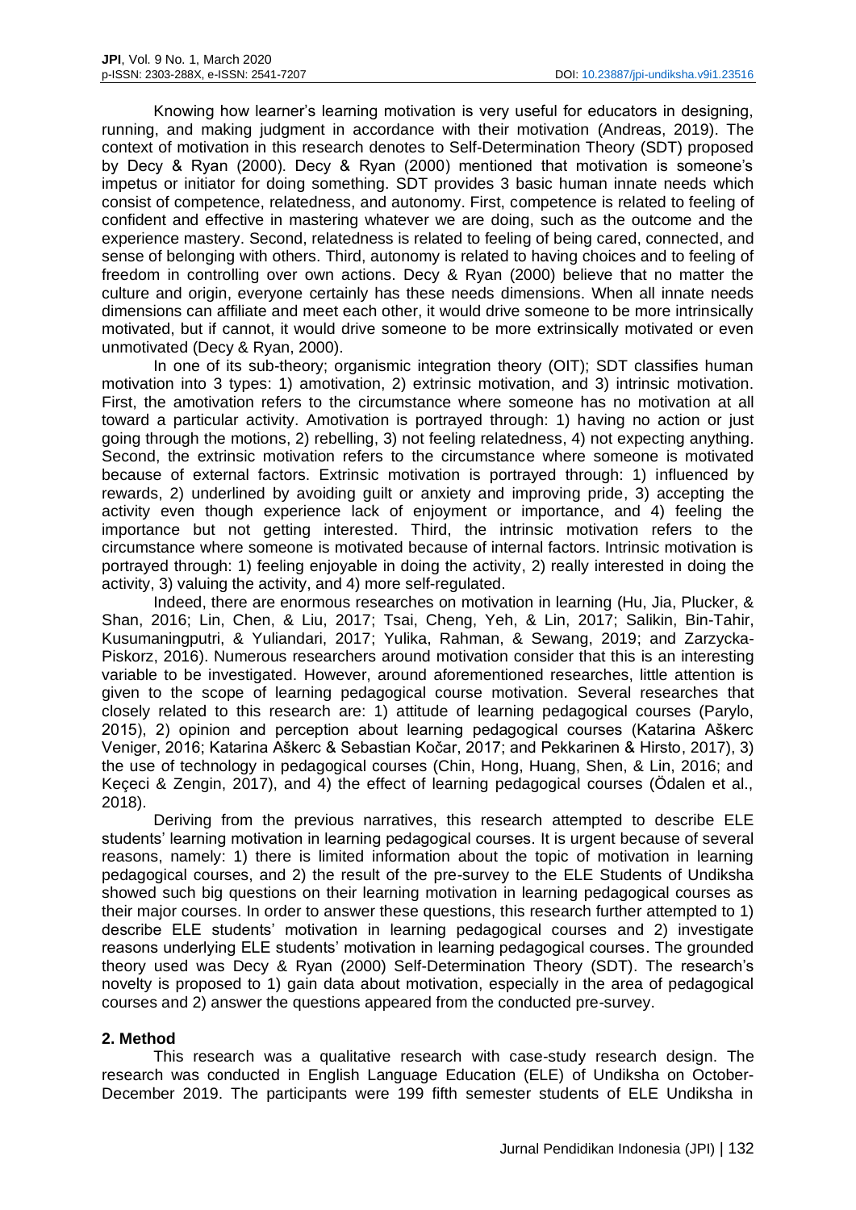Knowing how learner's learning motivation is very useful for educators in designing, running, and making judgment in accordance with their motivation (Andreas, 2019). The context of motivation in this research denotes to Self-Determination Theory (SDT) proposed by Decy & Ryan (2000). Decy & Ryan (2000) mentioned that motivation is someone's impetus or initiator for doing something. SDT provides 3 basic human innate needs which consist of competence, relatedness, and autonomy. First, competence is related to feeling of confident and effective in mastering whatever we are doing, such as the outcome and the experience mastery. Second, relatedness is related to feeling of being cared, connected, and sense of belonging with others. Third, autonomy is related to having choices and to feeling of freedom in controlling over own actions. Decy & Ryan (2000) believe that no matter the culture and origin, everyone certainly has these needs dimensions. When all innate needs dimensions can affiliate and meet each other, it would drive someone to be more intrinsically motivated, but if cannot, it would drive someone to be more extrinsically motivated or even unmotivated (Decy & Ryan, 2000).

In one of its sub-theory; organismic integration theory (OIT); SDT classifies human motivation into 3 types: 1) amotivation, 2) extrinsic motivation, and 3) intrinsic motivation. First, the amotivation refers to the circumstance where someone has no motivation at all toward a particular activity. Amotivation is portrayed through: 1) having no action or just going through the motions, 2) rebelling, 3) not feeling relatedness, 4) not expecting anything. Second, the extrinsic motivation refers to the circumstance where someone is motivated because of external factors. Extrinsic motivation is portrayed through: 1) influenced by rewards, 2) underlined by avoiding guilt or anxiety and improving pride, 3) accepting the activity even though experience lack of enjoyment or importance, and 4) feeling the importance but not getting interested. Third, the intrinsic motivation refers to the circumstance where someone is motivated because of internal factors. Intrinsic motivation is portrayed through: 1) feeling enjoyable in doing the activity, 2) really interested in doing the activity, 3) valuing the activity, and 4) more self-regulated.

Indeed, there are enormous researches on motivation in learning (Hu, Jia, Plucker, & Shan, 2016; Lin, Chen, & Liu, 2017; Tsai, Cheng, Yeh, & Lin, 2017; Salikin, Bin-Tahir, Kusumaningputri, & Yuliandari, 2017; Yulika, Rahman, & Sewang, 2019; and Zarzycka-Piskorz, 2016). Numerous researchers around motivation consider that this is an interesting variable to be investigated. However, around aforementioned researches, little attention is given to the scope of learning pedagogical course motivation. Several researches that closely related to this research are: 1) attitude of learning pedagogical courses (Parylo, 2015), 2) opinion and perception about learning pedagogical courses (Katarina Aškerc Veniger, 2016; Katarina Aškerc & Sebastian Kočar, 2017; and Pekkarinen & Hirsto, 2017), 3) the use of technology in pedagogical courses (Chin, Hong, Huang, Shen, & Lin, 2016; and Keçeci & Zengin, 2017), and 4) the effect of learning pedagogical courses (Ödalen et al., 2018).

Deriving from the previous narratives, this research attempted to describe ELE students' learning motivation in learning pedagogical courses. It is urgent because of several reasons, namely: 1) there is limited information about the topic of motivation in learning pedagogical courses, and 2) the result of the pre-survey to the ELE Students of Undiksha showed such big questions on their learning motivation in learning pedagogical courses as their major courses. In order to answer these questions, this research further attempted to 1) describe ELE students' motivation in learning pedagogical courses and 2) investigate reasons underlying ELE students' motivation in learning pedagogical courses. The grounded theory used was Decy & Ryan (2000) Self-Determination Theory (SDT). The research's novelty is proposed to 1) gain data about motivation, especially in the area of pedagogical courses and 2) answer the questions appeared from the conducted pre-survey.

## 2. Method

This research was a qualitative research with case-study research design. The research was conducted in English Language Education (ELE) of Undiksha on October-December 2019. The participants were 199 fifth semester students of ELE Undiksha in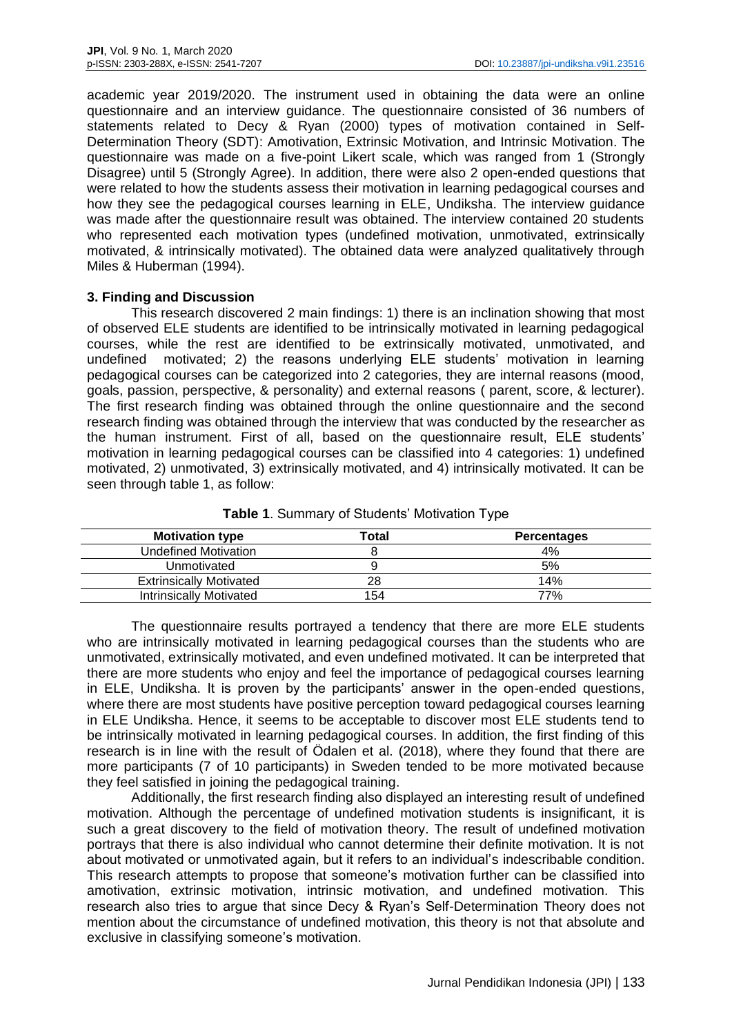academic year 2019/2020. The instrument used in obtaining the data were an online questionnaire and an interview guidance. The questionnaire consisted of 36 numbers of statements related to Decy & Ryan (2000) types of motivation contained in Self-Determination Theory (SDT): Amotivation, Extrinsic Motivation, and Intrinsic Motivation. The questionnaire was made on a five-point Likert scale, which was ranged from 1 (Strongly Disagree) until 5 (Strongly Agree). In addition, there were also 2 open-ended questions that were related to how the students assess their motivation in learning pedagogical courses and how they see the pedagogical courses learning in ELE, Undiksha. The interview guidance was made after the questionnaire result was obtained. The interview contained 20 students who represented each motivation types (undefined motivation, unmotivated, extrinsically motivated, & intrinsically motivated). The obtained data were analyzed qualitatively through Miles & Huberman (1994).

## 3. Finding and Discussion

This research discovered 2 main findings: 1) there is an inclination showing that most of observed ELE students are identified to be intrinsically motivated in learning pedagogical courses, while the rest are identified to be extrinsically motivated, unmotivated, and undefined motivated; 2) the reasons underlying ELE students' motivation in learning pedagogical courses can be categorized into 2 categories, they are internal reasons (mood, goals, passion, perspective, & personality) and external reasons ( parent, score, & lecturer). The first research finding was obtained through the online questionnaire and the second research finding was obtained through the interview that was conducted by the researcher as the human instrument. First of all, based on the questionnaire result, ELE students' motivation in learning pedagogical courses can be classified into 4 categories: 1) undefined motivated, 2) unmotivated, 3) extrinsically motivated, and 4) intrinsically motivated. It can be seen through table 1, as follow:

**Table 1**. Summary of Students' Motivation Type

| Motivation type | Total | Percentages |
|---|---|---|
| Undefined Motivation | 8 | 4% |
| Unmotivated | 9 | 5% |
| Extrinsically Motivated | 28 | 14% |
| Intrinsically Motivated | 154 | 77% |

The questionnaire results portrayed a tendency that there are more ELE students who are intrinsically motivated in learning pedagogical courses than the students who are unmotivated, extrinsically motivated, and even undefined motivated. It can be interpreted that there are more students who enjoy and feel the importance of pedagogical courses learning in ELE, Undiksha. It is proven by the participants' answer in the open-ended questions, where there are most students have positive perception toward pedagogical courses learning in ELE Undiksha. Hence, it seems to be acceptable to discover most ELE students tend to be intrinsically motivated in learning pedagogical courses. In addition, the first finding of this research is in line with the result of Ödalen et al. (2018), where they found that there are more participants (7 of 10 participants) in Sweden tended to be more motivated because they feel satisfied in joining the pedagogical training.

Additionally, the first research finding also displayed an interesting result of undefined motivation. Although the percentage of undefined motivation students is insignificant, it is such a great discovery to the field of motivation theory. The result of undefined motivation portrays that there is also individual who cannot determine their definite motivation. It is not about motivated or unmotivated again, but it refers to an individual's indescribable condition. This research attempts to propose that someone's motivation further can be classified into amotivation, extrinsic motivation, intrinsic motivation, and undefined motivation. This research also tries to argue that since Decy & Ryan's Self-Determination Theory does not mention about the circumstance of undefined motivation, this theory is not that absolute and exclusive in classifying someone's motivation.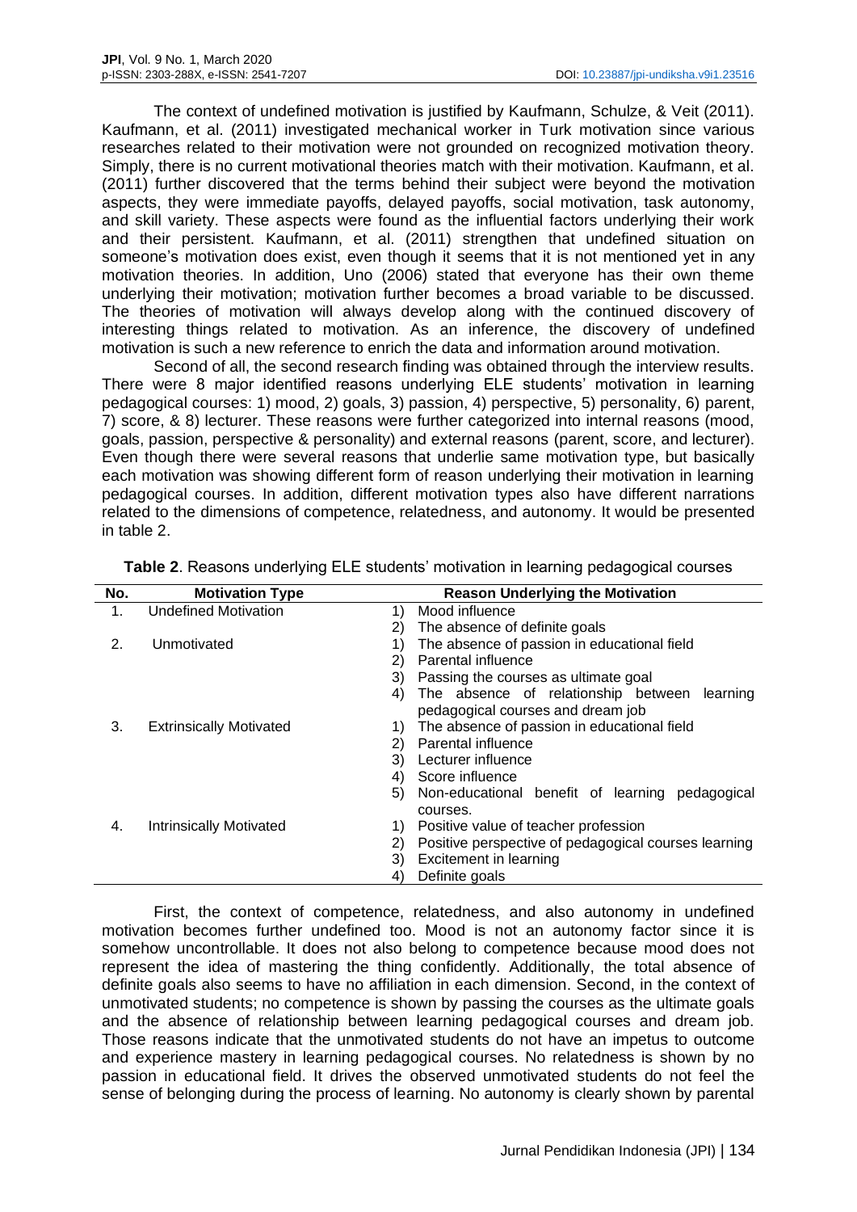The context of undefined motivation is justified by Kaufmann, Schulze, & Veit (2011). Kaufmann, et al. (2011) investigated mechanical worker in Turk motivation since various researches related to their motivation were not grounded on recognized motivation theory. Simply, there is no current motivational theories match with their motivation. Kaufmann, et al. (2011) further discovered that the terms behind their subject were beyond the motivation aspects, they were immediate payoffs, delayed payoffs, social motivation, task autonomy, and skill variety. These aspects were found as the influential factors underlying their work and their persistent. Kaufmann, et al. (2011) strengthen that undefined situation on someone's motivation does exist, even though it seems that it is not mentioned yet in any motivation theories. In addition, Uno (2006) stated that everyone has their own theme underlying their motivation; motivation further becomes a broad variable to be discussed. The theories of motivation will always develop along with the continued discovery of interesting things related to motivation. As an inference, the discovery of undefined motivation is such a new reference to enrich the data and information around motivation.

Second of all, the second research finding was obtained through the interview results. There were 8 major identified reasons underlying ELE students' motivation in learning pedagogical courses: 1) mood, 2) goals, 3) passion, 4) perspective, 5) personality, 6) parent, 7) score, & 8) lecturer. These reasons were further categorized into internal reasons (mood, goals, passion, perspective & personality) and external reasons (parent, score, and lecturer). Even though there were several reasons that underlie same motivation type, but basically each motivation was showing different form of reason underlying their motivation in learning pedagogical courses. In addition, different motivation types also have different narrations related to the dimensions of competence, relatedness, and autonomy. It would be presented in table 2.

**Table 2**. Reasons underlying ELE students' motivation in learning pedagogical courses

| No. | Motivation Type | Reason Underlying the Motivation |
|---|---|---|
| 1. | Undefined Motivation | 1) Mood influence<br>2) The absence of definite goals |
| 2. | Unmotivated | 1) The absence of passion in educational field<br>2) Parental influence<br>3) Passing the courses as ultimate goal<br>4) The absence of relationship between learning pedagogical courses and dream job |
| 3. | Extrinsically Motivated | 1) The absence of passion in educational field<br>2) Parental influence<br>3) Lecturer influence<br>4) Score influence<br>5) Non-educational benefit of learning pedagogical courses. |
| 4. | Intrinsically Motivated | 1) Positive value of teacher profession<br>2) Positive perspective of pedagogical courses learning<br>3) Excitement in learning<br>4) Definite goals |

First, the context of competence, relatedness, and also autonomy in undefined motivation becomes further undefined too. Mood is not an autonomy factor since it is somehow uncontrollable. It does not also belong to competence because mood does not represent the idea of mastering the thing confidently. Additionally, the total absence of definite goals also seems to have no affiliation in each dimension. Second, in the context of unmotivated students; no competence is shown by passing the courses as the ultimate goals and the absence of relationship between learning pedagogical courses and dream job. Those reasons indicate that the unmotivated students do not have an impetus to outcome and experience mastery in learning pedagogical courses. No relatedness is shown by no passion in educational field. It drives the observed unmotivated students do not feel the sense of belonging during the process of learning. No autonomy is clearly shown by parental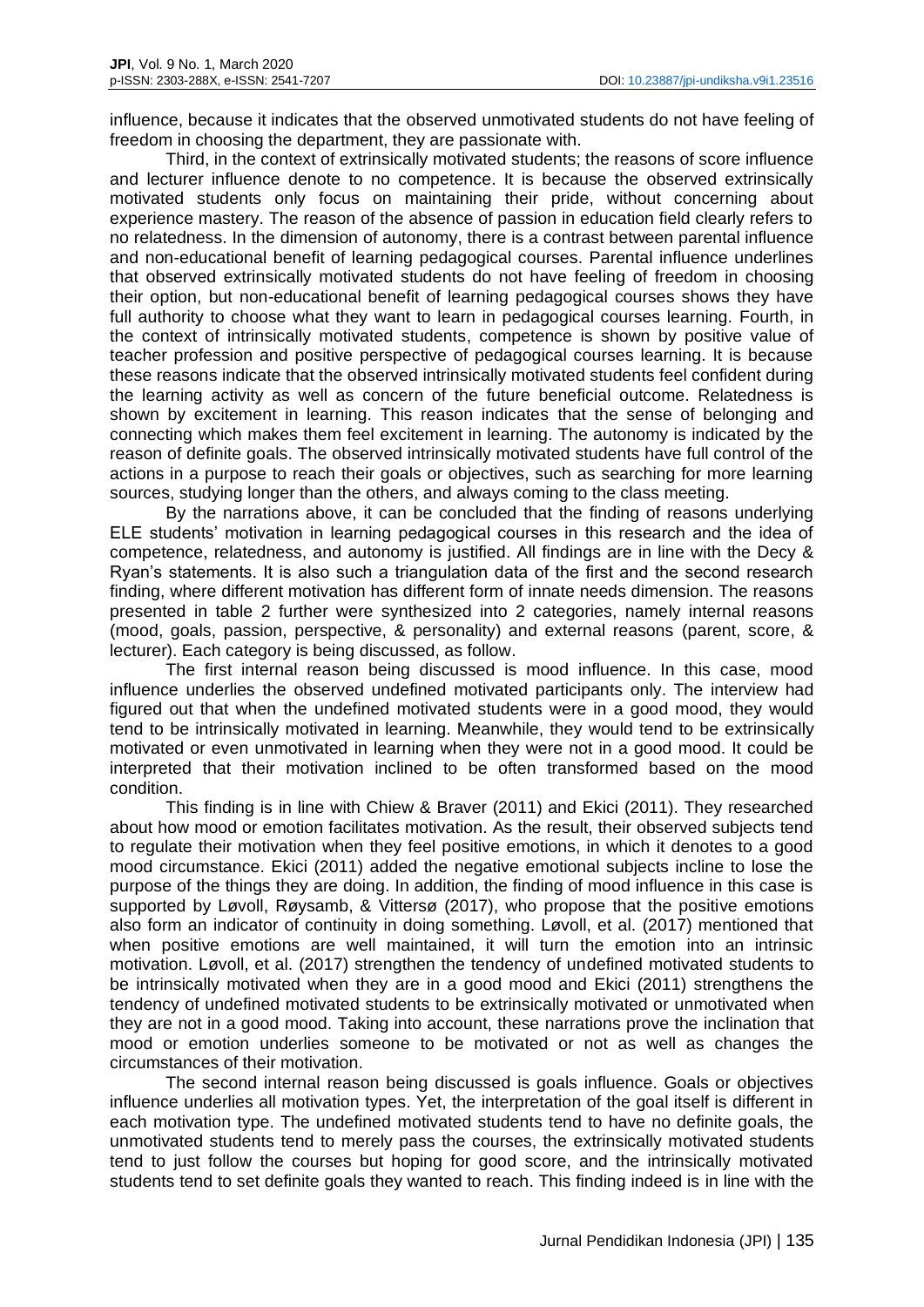influence, because it indicates that the observed unmotivated students do not have feeling of freedom in choosing the department, they are passionate with.

Third, in the context of extrinsically motivated students; the reasons of score influence and lecturer influence denote to no competence. It is because the observed extrinsically motivated students only focus on maintaining their pride, without concerning about experience mastery. The reason of the absence of passion in education field clearly refers to no relatedness. In the dimension of autonomy, there is a contrast between parental influence and non-educational benefit of learning pedagogical courses. Parental influence underlines that observed extrinsically motivated students do not have feeling of freedom in choosing their option, but non-educational benefit of learning pedagogical courses shows they have full authority to choose what they want to learn in pedagogical courses learning. Fourth, in the context of intrinsically motivated students, competence is shown by positive value of teacher profession and positive perspective of pedagogical courses learning. It is because these reasons indicate that the observed intrinsically motivated students feel confident during the learning activity as well as concern of the future beneficial outcome. Relatedness is shown by excitement in learning. This reason indicates that the sense of belonging and connecting which makes them feel excitement in learning. The autonomy is indicated by the reason of definite goals. The observed intrinsically motivated students have full control of the actions in a purpose to reach their goals or objectives, such as searching for more learning sources, studying longer than the others, and always coming to the class meeting.

By the narrations above, it can be concluded that the finding of reasons underlying ELE students' motivation in learning pedagogical courses in this research and the idea of competence, relatedness, and autonomy is justified. All findings are in line with the Decy & Ryan's statements. It is also such a triangulation data of the first and the second research finding, where different motivation has different form of innate needs dimension. The reasons presented in table 2 further were synthesized into 2 categories, namely internal reasons (mood, goals, passion, perspective, & personality) and external reasons (parent, score, & lecturer). Each category is being discussed, as follow.

The first internal reason being discussed is mood influence. In this case, mood influence underlies the observed undefined motivated participants only. The interview had figured out that when the undefined motivated students were in a good mood, they would tend to be intrinsically motivated in learning. Meanwhile, they would tend to be extrinsically motivated or even unmotivated in learning when they were not in a good mood. It could be interpreted that their motivation inclined to be often transformed based on the mood condition.

This finding is in line with Chiew & Braver (2011) and Ekici (2011). They researched about how mood or emotion facilitates motivation. As the result, their observed subjects tend to regulate their motivation when they feel positive emotions, in which it denotes to a good mood circumstance. Ekici (2011) added the negative emotional subjects incline to lose the purpose of the things they are doing. In addition, the finding of mood influence in this case is supported by Løvoll, Røysamb, & Vittersø (2017), who propose that the positive emotions also form an indicator of continuity in doing something. Løvoll, et al. (2017) mentioned that when positive emotions are well maintained, it will turn the emotion into an intrinsic motivation. Løvoll, et al. (2017) strengthen the tendency of undefined motivated students to be intrinsically motivated when they are in a good mood and Ekici (2011) strengthens the tendency of undefined motivated students to be extrinsically motivated or unmotivated when they are not in a good mood. Taking into account, these narrations prove the inclination that mood or emotion underlies someone to be motivated or not as well as changes the circumstances of their motivation.

The second internal reason being discussed is goals influence. Goals or objectives influence underlies all motivation types. Yet, the interpretation of the goal itself is different in each motivation type. The undefined motivated students tend to have no definite goals, the unmotivated students tend to merely pass the courses, the extrinsically motivated students tend to just follow the courses but hoping for good score, and the intrinsically motivated students tend to set definite goals they wanted to reach. This finding indeed is in line with the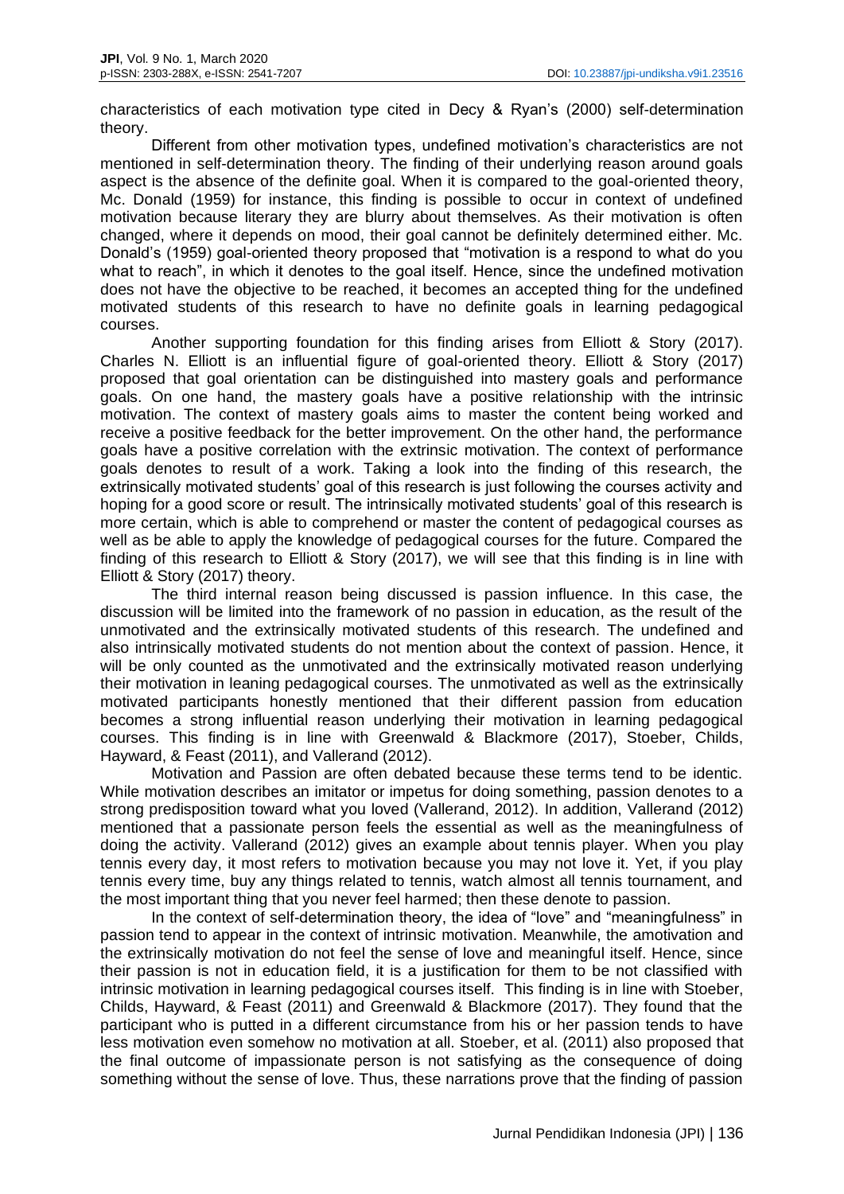characteristics of each motivation type cited in Decy & Ryan's (2000) self-determination theory.

Different from other motivation types, undefined motivation's characteristics are not mentioned in self-determination theory. The finding of their underlying reason around goals aspect is the absence of the definite goal. When it is compared to the goal-oriented theory, Mc. Donald (1959) for instance, this finding is possible to occur in context of undefined motivation because literary they are blurry about themselves. As their motivation is often changed, where it depends on mood, their goal cannot be definitely determined either. Mc. Donald's (1959) goal-oriented theory proposed that "motivation is a respond to what do you what to reach", in which it denotes to the goal itself. Hence, since the undefined motivation does not have the objective to be reached, it becomes an accepted thing for the undefined motivated students of this research to have no definite goals in learning pedagogical courses.

Another supporting foundation for this finding arises from Elliott & Story (2017). Charles N. Elliott is an influential figure of goal-oriented theory. Elliott & Story (2017) proposed that goal orientation can be distinguished into mastery goals and performance goals. On one hand, the mastery goals have a positive relationship with the intrinsic motivation. The context of mastery goals aims to master the content being worked and receive a positive feedback for the better improvement. On the other hand, the performance goals have a positive correlation with the extrinsic motivation. The context of performance goals denotes to result of a work. Taking a look into the finding of this research, the extrinsically motivated students' goal of this research is just following the courses activity and hoping for a good score or result. The intrinsically motivated students' goal of this research is more certain, which is able to comprehend or master the content of pedagogical courses as well as be able to apply the knowledge of pedagogical courses for the future. Compared the finding of this research to Elliott & Story (2017), we will see that this finding is in line with Elliott & Story (2017) theory.

The third internal reason being discussed is passion influence. In this case, the discussion will be limited into the framework of no passion in education, as the result of the unmotivated and the extrinsically motivated students of this research. The undefined and also intrinsically motivated students do not mention about the context of passion. Hence, it will be only counted as the unmotivated and the extrinsically motivated reason underlying their motivation in leaning pedagogical courses. The unmotivated as well as the extrinsically motivated participants honestly mentioned that their different passion from education becomes a strong influential reason underlying their motivation in learning pedagogical courses. This finding is in line with Greenwald & Blackmore (2017), Stoeber, Childs, Hayward, & Feast (2011), and Vallerand (2012).

Motivation and Passion are often debated because these terms tend to be identic. While motivation describes an imitator or impetus for doing something, passion denotes to a strong predisposition toward what you loved (Vallerand, 2012). In addition, Vallerand (2012) mentioned that a passionate person feels the essential as well as the meaningfulness of doing the activity. Vallerand (2012) gives an example about tennis player. When you play tennis every day, it most refers to motivation because you may not love it. Yet, if you play tennis every time, buy any things related to tennis, watch almost all tennis tournament, and the most important thing that you never feel harmed; then these denote to passion.

In the context of self-determination theory, the idea of "love" and "meaningfulness" in passion tend to appear in the context of intrinsic motivation. Meanwhile, the amotivation and the extrinsically motivation do not feel the sense of love and meaningful itself. Hence, since their passion is not in education field, it is a justification for them to be not classified with intrinsic motivation in learning pedagogical courses itself. This finding is in line with Stoeber, Childs, Hayward, & Feast (2011) and Greenwald & Blackmore (2017). They found that the participant who is putted in a different circumstance from his or her passion tends to have less motivation even somehow no motivation at all. Stoeber, et al. (2011) also proposed that the final outcome of impassionate person is not satisfying as the consequence of doing something without the sense of love. Thus, these narrations prove that the finding of passion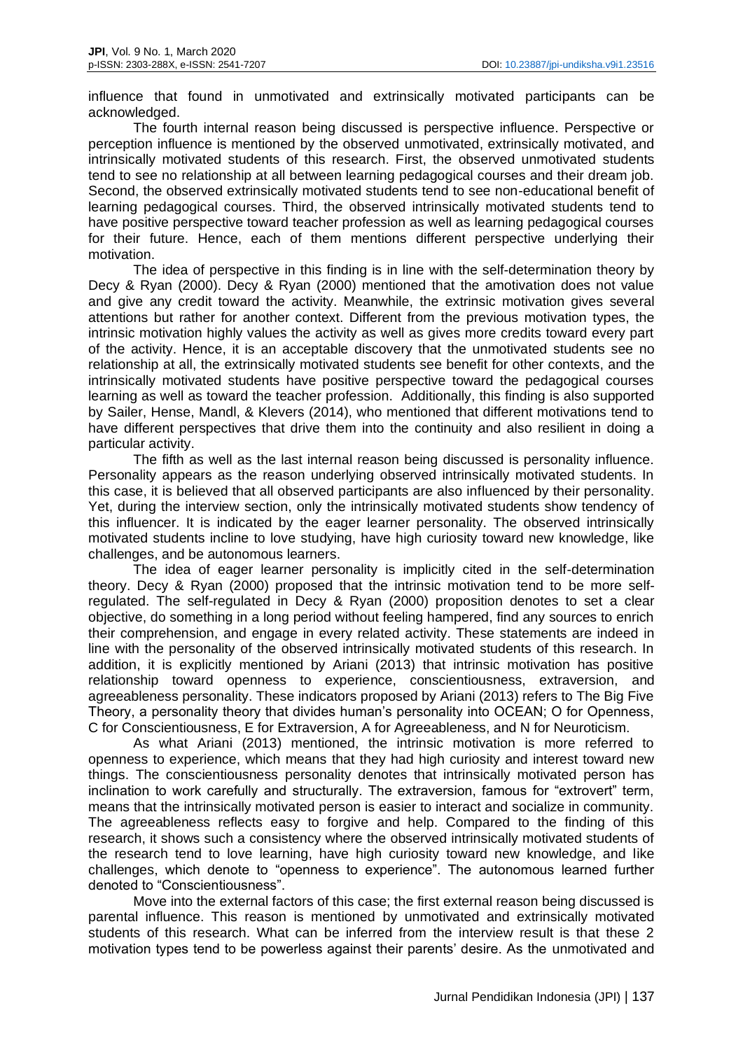influence that found in unmotivated and extrinsically motivated participants can be acknowledged.

The fourth internal reason being discussed is perspective influence. Perspective or perception influence is mentioned by the observed unmotivated, extrinsically motivated, and intrinsically motivated students of this research. First, the observed unmotivated students tend to see no relationship at all between learning pedagogical courses and their dream job. Second, the observed extrinsically motivated students tend to see non-educational benefit of learning pedagogical courses. Third, the observed intrinsically motivated students tend to have positive perspective toward teacher profession as well as learning pedagogical courses for their future. Hence, each of them mentions different perspective underlying their motivation.

The idea of perspective in this finding is in line with the self-determination theory by Decy & Ryan (2000). Decy & Ryan (2000) mentioned that the amotivation does not value and give any credit toward the activity. Meanwhile, the extrinsic motivation gives several attentions but rather for another context. Different from the previous motivation types, the intrinsic motivation highly values the activity as well as gives more credits toward every part of the activity. Hence, it is an acceptable discovery that the unmotivated students see no relationship at all, the extrinsically motivated students see benefit for other contexts, and the intrinsically motivated students have positive perspective toward the pedagogical courses learning as well as toward the teacher profession. Additionally, this finding is also supported by Sailer, Hense, Mandl, & Klevers (2014), who mentioned that different motivations tend to have different perspectives that drive them into the continuity and also resilient in doing a particular activity.

The fifth as well as the last internal reason being discussed is personality influence. Personality appears as the reason underlying observed intrinsically motivated students. In this case, it is believed that all observed participants are also influenced by their personality. Yet, during the interview section, only the intrinsically motivated students show tendency of this influencer. It is indicated by the eager learner personality. The observed intrinsically motivated students incline to love studying, have high curiosity toward new knowledge, like challenges, and be autonomous learners.

The idea of eager learner personality is implicitly cited in the self-determination theory. Decy & Ryan (2000) proposed that the intrinsic motivation tend to be more self-regulated. The self-regulated in Decy & Ryan (2000) proposition denotes to set a clear objective, do something in a long period without feeling hampered, find any sources to enrich their comprehension, and engage in every related activity. These statements are indeed in line with the personality of the observed intrinsically motivated students of this research. In addition, it is explicitly mentioned by Ariani (2013) that intrinsic motivation has positive relationship toward openness to experience, conscientiousness, extraversion, and agreeableness personality. These indicators proposed by Ariani (2013) refers to The Big Five Theory, a personality theory that divides human's personality into OCEAN; O for Openness, C for Conscientiousness, E for Extraversion, A for Agreeableness, and N for Neuroticism.

As what Ariani (2013) mentioned, the intrinsic motivation is more referred to openness to experience, which means that they had high curiosity and interest toward new things. The conscientiousness personality denotes that intrinsically motivated person has inclination to work carefully and structurally. The extraversion, famous for "extrovert" term, means that the intrinsically motivated person is easier to interact and socialize in community. The agreeableness reflects easy to forgive and help. Compared to the finding of this research, it shows such a consistency where the observed intrinsically motivated students of the research tend to love learning, have high curiosity toward new knowledge, and like challenges, which denote to "openness to experience". The autonomous learned further denoted to "Conscientiousness".

Move into the external factors of this case; the first external reason being discussed is parental influence. This reason is mentioned by unmotivated and extrinsically motivated students of this research. What can be inferred from the interview result is that these 2 motivation types tend to be powerless against their parents' desire. As the unmotivated and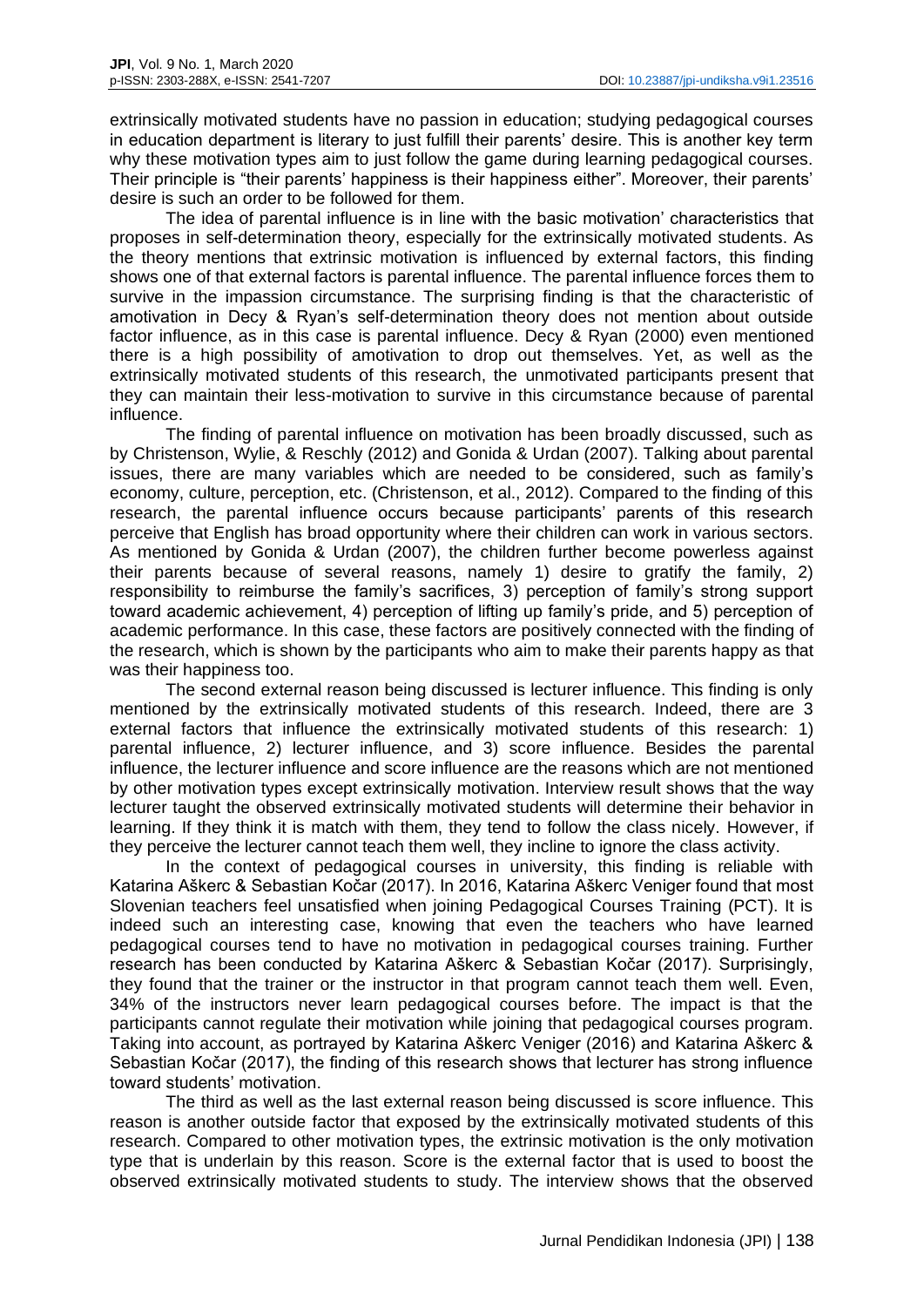extrinsically motivated students have no passion in education; studying pedagogical courses in education department is literary to just fulfill their parents' desire. This is another key term why these motivation types aim to just follow the game during learning pedagogical courses. Their principle is "their parents' happiness is their happiness either". Moreover, their parents' desire is such an order to be followed for them.

The idea of parental influence is in line with the basic motivation' characteristics that proposes in self-determination theory, especially for the extrinsically motivated students. As the theory mentions that extrinsic motivation is influenced by external factors, this finding shows one of that external factors is parental influence. The parental influence forces them to survive in the impassion circumstance. The surprising finding is that the characteristic of amotivation in Decy & Ryan's self-determination theory does not mention about outside factor influence, as in this case is parental influence. Decy & Ryan (2000) even mentioned there is a high possibility of amotivation to drop out themselves. Yet, as well as the extrinsically motivated students of this research, the unmotivated participants present that they can maintain their less-motivation to survive in this circumstance because of parental influence.

The finding of parental influence on motivation has been broadly discussed, such as by Christenson, Wylie, & Reschly (2012) and Gonida & Urdan (2007). Talking about parental issues, there are many variables which are needed to be considered, such as family's economy, culture, perception, etc. (Christenson, et al., 2012). Compared to the finding of this research, the parental influence occurs because participants' parents of this research perceive that English has broad opportunity where their children can work in various sectors. As mentioned by Gonida & Urdan (2007), the children further become powerless against their parents because of several reasons, namely 1) desire to gratify the family, 2) responsibility to reimburse the family's sacrifices, 3) perception of family's strong support toward academic achievement, 4) perception of lifting up family's pride, and 5) perception of academic performance. In this case, these factors are positively connected with the finding of the research, which is shown by the participants who aim to make their parents happy as that was their happiness too.

The second external reason being discussed is lecturer influence. This finding is only mentioned by the extrinsically motivated students of this research. Indeed, there are 3 external factors that influence the extrinsically motivated students of this research: 1) parental influence, 2) lecturer influence, and 3) score influence. Besides the parental influence, the lecturer influence and score influence are the reasons which are not mentioned by other motivation types except extrinsically motivation. Interview result shows that the way lecturer taught the observed extrinsically motivated students will determine their behavior in learning. If they think it is match with them, they tend to follow the class nicely. However, if they perceive the lecturer cannot teach them well, they incline to ignore the class activity.

In the context of pedagogical courses in university, this finding is reliable with Katarina Aškerc & Sebastian Kočar (2017). In 2016, Katarina Aškerc Veniger found that most Slovenian teachers feel unsatisfied when joining Pedagogical Courses Training (PCT). It is indeed such an interesting case, knowing that even the teachers who have learned pedagogical courses tend to have no motivation in pedagogical courses training. Further research has been conducted by Katarina Aškerc & Sebastian Kočar (2017). Surprisingly, they found that the trainer or the instructor in that program cannot teach them well. Even, 34% of the instructors never learn pedagogical courses before. The impact is that the participants cannot regulate their motivation while joining that pedagogical courses program. Taking into account, as portrayed by Katarina Aškerc Veniger (2016) and Katarina Aškerc & Sebastian Kočar (2017), the finding of this research shows that lecturer has strong influence toward students' motivation.

The third as well as the last external reason being discussed is score influence. This reason is another outside factor that exposed by the extrinsically motivated students of this research. Compared to other motivation types, the extrinsic motivation is the only motivation type that is underlain by this reason. Score is the external factor that is used to boost the observed extrinsically motivated students to study. The interview shows that the observed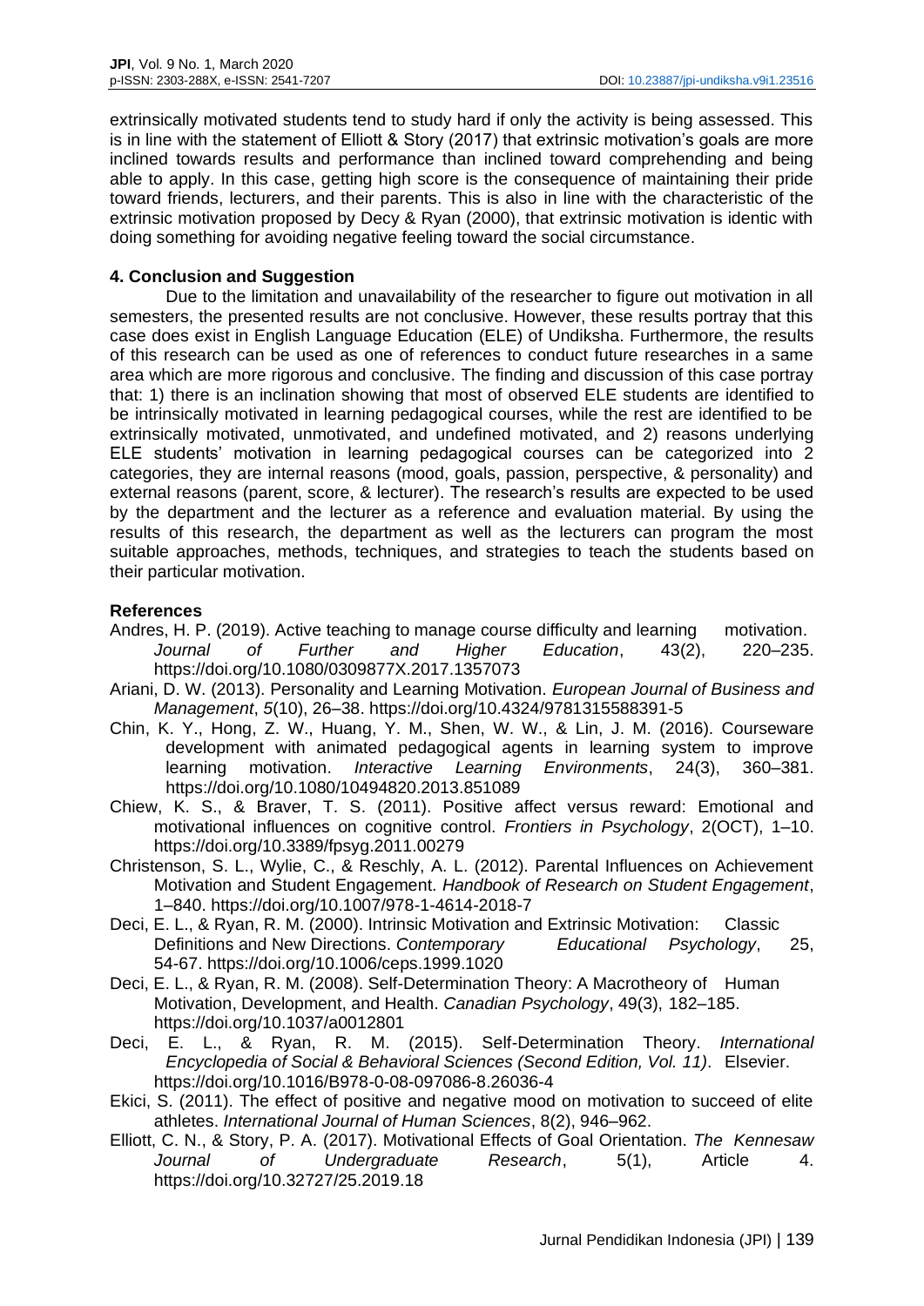extrinsically motivated students tend to study hard if only the activity is being assessed. This is in line with the statement of Elliott & Story (2017) that extrinsic motivation's goals are more inclined towards results and performance than inclined toward comprehending and being able to apply. In this case, getting high score is the consequence of maintaining their pride toward friends, lecturers, and their parents. This is also in line with the characteristic of the extrinsic motivation proposed by Decy & Ryan (2000), that extrinsic motivation is identic with doing something for avoiding negative feeling toward the social circumstance.

## 4. Conclusion and Suggestion

Due to the limitation and unavailability of the researcher to figure out motivation in all semesters, the presented results are not conclusive. However, these results portray that this case does exist in English Language Education (ELE) of Undiksha. Furthermore, the results of this research can be used as one of references to conduct future researches in a same area which are more rigorous and conclusive. The finding and discussion of this case portray that: 1) there is an inclination showing that most of observed ELE students are identified to be intrinsically motivated in learning pedagogical courses, while the rest are identified to be extrinsically motivated, unmotivated, and undefined motivated, and 2) reasons underlying ELE students' motivation in learning pedagogical courses can be categorized into 2 categories, they are internal reasons (mood, goals, passion, perspective, & personality) and external reasons (parent, score, & lecturer). The research's results are expected to be used by the department and the lecturer as a reference and evaluation material. By using the results of this research, the department as well as the lecturers can program the most suitable approaches, methods, techniques, and strategies to teach the students based on their particular motivation.

## References

Andres, H. P. (2019). Active teaching to manage course difficulty and learning motivation. *Journal of Further and Higher Education*, 43(2), 220–235. https://doi.org/10.1080/0309877X.2017.1357073

Ariani, D. W. (2013). Personality and Learning Motivation. *European Journal of Business and Management*, *5*(10), 26–38. https://doi.org/10.4324/9781315588391-5

Chin, K. Y., Hong, Z. W., Huang, Y. M., Shen, W. W., & Lin, J. M. (2016). Courseware development with animated pedagogical agents in learning system to improve learning motivation. *Interactive Learning Environments*, 24(3), 360–381. https://doi.org/10.1080/10494820.2013.851089

Chiew, K. S., & Braver, T. S. (2011). Positive affect versus reward: Emotional and motivational influences on cognitive control. *Frontiers in Psychology*, 2(OCT), 1–10. https://doi.org/10.3389/fpsyg.2011.00279

Christenson, S. L., Wylie, C., & Reschly, A. L. (2012). Parental Influences on Achievement Motivation and Student Engagement. *Handbook of Research on Student Engagement*, 1–840. https://doi.org/10.1007/978-1-4614-2018-7

Deci, E. L., & Ryan, R. M. (2000). Intrinsic Motivation and Extrinsic Motivation: Classic Definitions and New Directions. *Contemporary Educational Psychology*, 25, 54-67. https://doi.org/10.1006/ceps.1999.1020

Deci, E. L., & Ryan, R. M. (2008). Self-Determination Theory: A Macrotheory of Human Motivation, Development, and Health. *Canadian Psychology*, 49(3), 182–185. https://doi.org/10.1037/a0012801

Deci, E. L., & Ryan, R. M. (2015). Self-Determination Theory. *International Encyclopedia of Social & Behavioral Sciences (Second Edition, Vol. 11)*. Elsevier. https://doi.org/10.1016/B978-0-08-097086-8.26036-4

Ekici, S. (2011). The effect of positive and negative mood on motivation to succeed of elite athletes. *International Journal of Human Sciences*, 8(2), 946–962.

Elliott, C. N., & Story, P. A. (2017). Motivational Effects of Goal Orientation. *The Kennesaw Journal of Undergraduate Research*, 5(1), Article 4. https://doi.org/10.32727/25.2019.18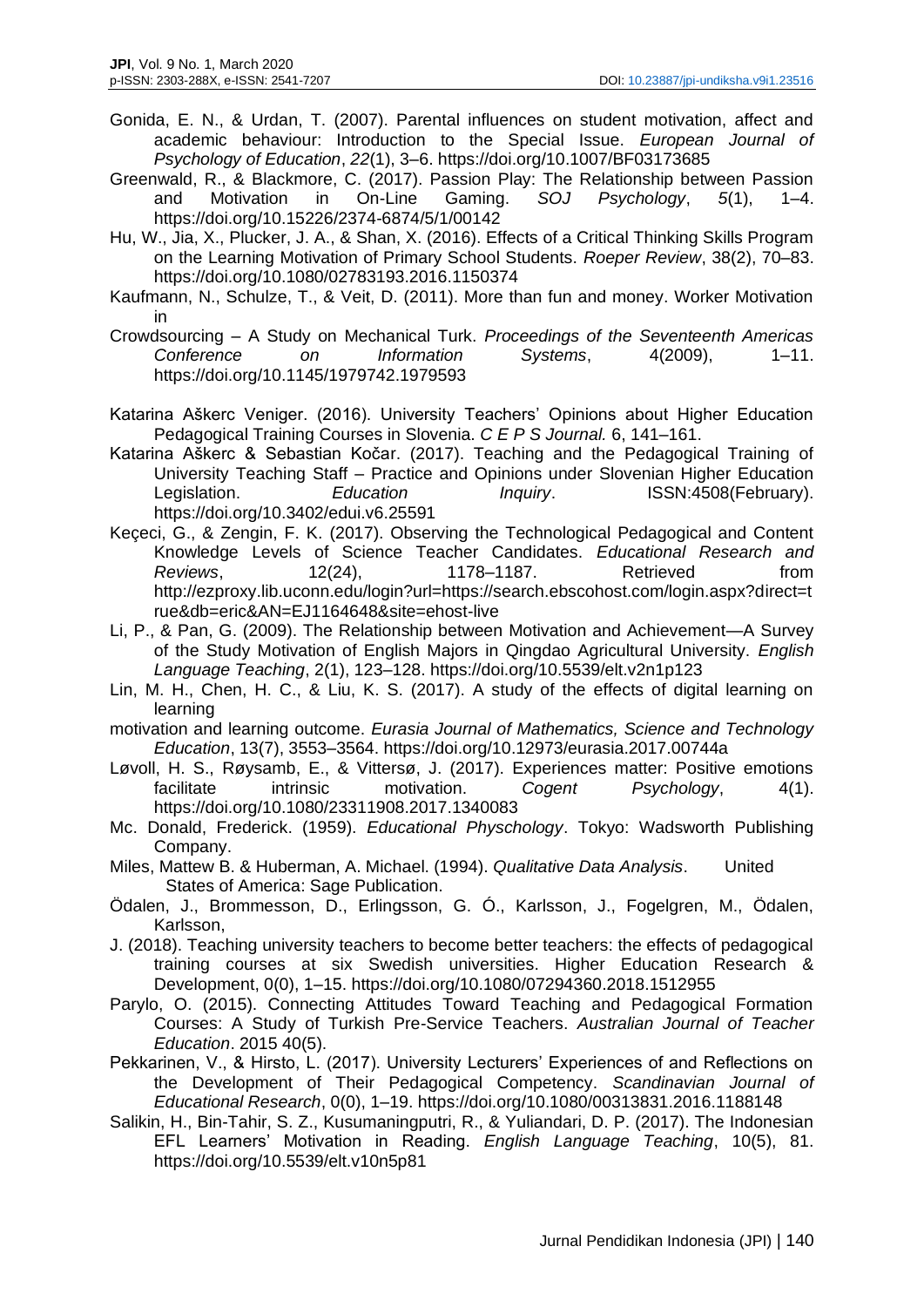Gonida, E. N., & Urdan, T. (2007). Parental influences on student motivation, affect and academic behaviour: Introduction to the Special Issue. *European Journal of Psychology of Education*, *22*(1), 3–6. https://doi.org/10.1007/BF03173685

Greenwald, R., & Blackmore, C. (2017). Passion Play: The Relationship between Passion and Motivation in On-Line Gaming. *SOJ Psychology*, *5*(1), 1–4. https://doi.org/10.15226/2374-6874/5/1/00142

Hu, W., Jia, X., Plucker, J. A., & Shan, X. (2016). Effects of a Critical Thinking Skills Program on the Learning Motivation of Primary School Students. *Roeper Review*, 38(2), 70–83. https://doi.org/10.1080/02783193.2016.1150374

Kaufmann, N., Schulze, T., & Veit, D. (2011). More than fun and money. Worker Motivation in

Crowdsourcing – A Study on Mechanical Turk. *Proceedings of the Seventeenth Americas Conference on Information Systems*, 4(2009), 1–11. https://doi.org/10.1145/1979742.1979593

Katarina Aškerc Veniger. (2016). University Teachers' Opinions about Higher Education Pedagogical Training Courses in Slovenia. *C E P S Journal.* 6, 141–161.

Katarina Aškerc & Sebastian Kočar. (2017). Teaching and the Pedagogical Training of University Teaching Staff – Practice and Opinions under Slovenian Higher Education Legislation. *Education Inquiry*. ISSN:4508(February). https://doi.org/10.3402/edui.v6.25591

Keçeci, G., & Zengin, F. K. (2017). Observing the Technological Pedagogical and Content Knowledge Levels of Science Teacher Candidates. *Educational Research and Reviews*, 12(24), 1178–1187. Retrieved from http://ezproxy.lib.uconn.edu/login?url=https://search.ebscohost.com/login.aspx?direct=true&db=eric&AN=EJ1164648&site=ehost-live

Li, P., & Pan, G. (2009). The Relationship between Motivation and Achievement—A Survey of the Study Motivation of English Majors in Qingdao Agricultural University. *English Language Teaching*, 2(1), 123–128. https://doi.org/10.5539/elt.v2n1p123

Lin, M. H., Chen, H. C., & Liu, K. S. (2017). A study of the effects of digital learning on learning

motivation and learning outcome. *Eurasia Journal of Mathematics, Science and Technology Education*, 13(7), 3553–3564. https://doi.org/10.12973/eurasia.2017.00744a

Løvoll, H. S., Røysamb, E., & Vittersø, J. (2017). Experiences matter: Positive emotions facilitate intrinsic motivation. *Cogent Psychology*, 4(1). https://doi.org/10.1080/23311908.2017.1340083

Mc. Donald, Frederick. (1959). *Educational Physchology*. Tokyo: Wadsworth Publishing Company.

Miles, Mattew B. & Huberman, A. Michael. (1994). *Qualitative Data Analysis*. United States of America: Sage Publication.

Ödalen, J., Brommesson, D., Erlingsson, G. Ó., Karlsson, J., Fogelgren, M., Ödalen, Karlsson,

J. (2018). Teaching university teachers to become better teachers: the effects of pedagogical training courses at six Swedish universities. Higher Education Research & Development, 0(0), 1–15. https://doi.org/10.1080/07294360.2018.1512955

Parylo, O. (2015). Connecting Attitudes Toward Teaching and Pedagogical Formation Courses: A Study of Turkish Pre-Service Teachers. *Australian Journal of Teacher Education*. 2015 40(5).

Pekkarinen, V., & Hirsto, L. (2017). University Lecturers' Experiences of and Reflections on the Development of Their Pedagogical Competency. *Scandinavian Journal of Educational Research*, 0(0), 1–19. https://doi.org/10.1080/00313831.2016.1188148

Salikin, H., Bin-Tahir, S. Z., Kusumaningputri, R., & Yuliandari, D. P. (2017). The Indonesian EFL Learners' Motivation in Reading. *English Language Teaching*, 10(5), 81. https://doi.org/10.5539/elt.v10n5p81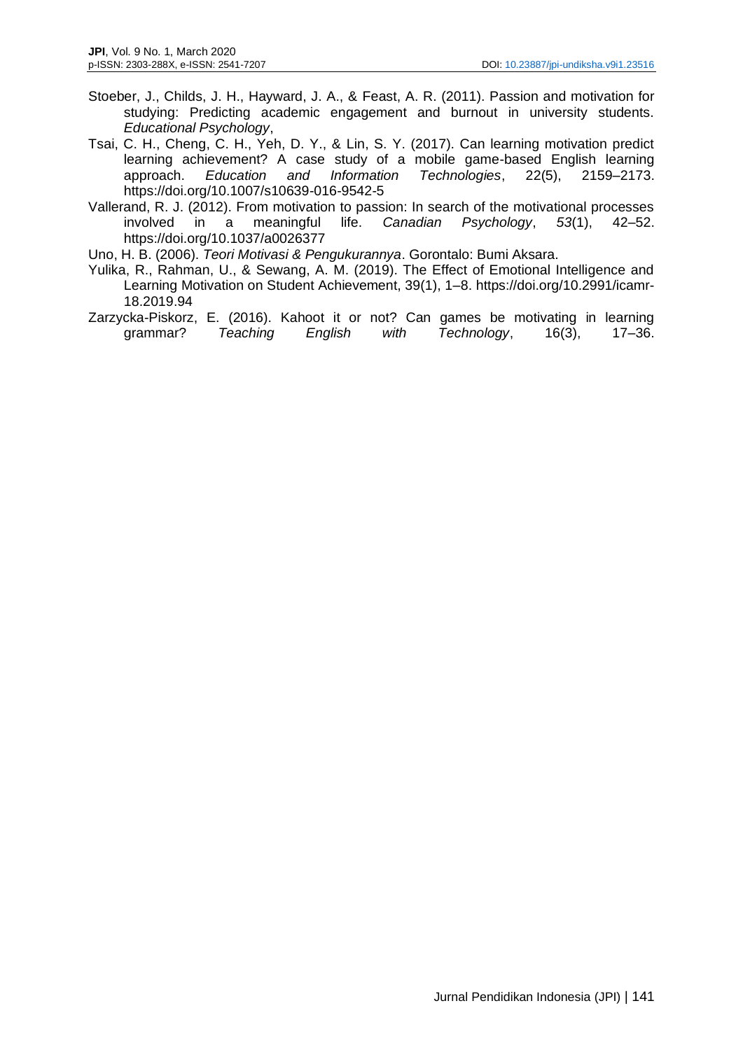Stoeber, J., Childs, J. H., Hayward, J. A., & Feast, A. R. (2011). Passion and motivation for studying: Predicting academic engagement and burnout in university students. *Educational Psychology*,

Tsai, C. H., Cheng, C. H., Yeh, D. Y., & Lin, S. Y. (2017). Can learning motivation predict learning achievement? A case study of a mobile game-based English learning approach. *Education and Information Technologies*, 22(5), 2159–2173. https://doi.org/10.1007/s10639-016-9542-5

Vallerand, R. J. (2012). From motivation to passion: In search of the motivational processes involved in a meaningful life. *Canadian Psychology*, *53*(1), 42–52. https://doi.org/10.1037/a0026377

Uno, H. B. (2006). *Teori Motivasi & Pengukurannya*. Gorontalo: Bumi Aksara.

Yulika, R., Rahman, U., & Sewang, A. M. (2019). The Effect of Emotional Intelligence and Learning Motivation on Student Achievement, 39(1), 1–8. https://doi.org/10.2991/icamr-18.2019.94

Zarzycka-Piskorz, E. (2016). Kahoot it or not? Can games be motivating in learning grammar? *Teaching English with Technology*, 16(3), 17–36.